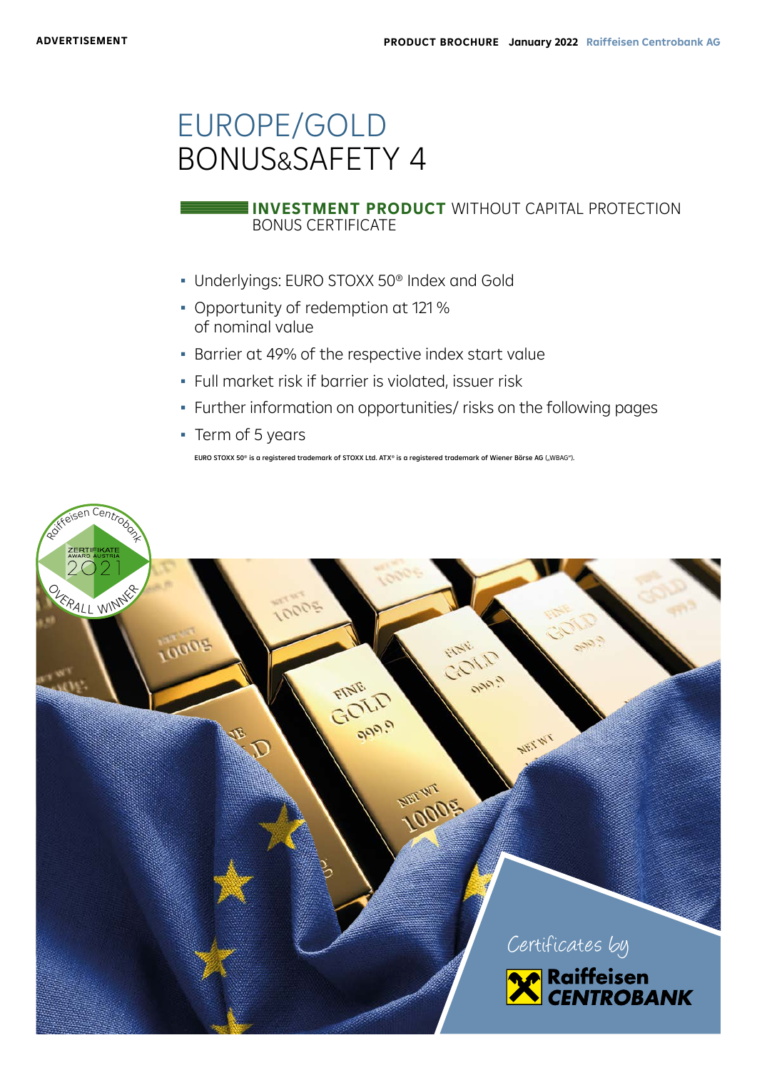ADVERTISEMENT

PRODUCT BROCHURE January 2022 Raiffeisen Centrobank AG

# EUROPE/GOLD BONUS&SAFETY 4

**INVESTMENT PRODUCT** WITHOUT CAPITAL PROTECTION
BONUS CERTIFICATE

- Underlyings: EURO STOXX 50® Index and Gold
- Opportunity of redemption at 121 % of nominal value
- Barrier at 49% of the respective index start value
- Full market risk if barrier is violated, issuer risk
- Further information on opportunities/ risks on the following pages
- Term of 5 years

EURO STOXX 50® is a registered trademark of STOXX Ltd. ATX® is a registered trademark of Wiener Börse AG („WBAG").

Raiffeisen Centrobank ZERTIFIKATE AWARD AUSTRIA 2021 OVERALL WINNER

Certificates by Raiffeisen CENTROBANK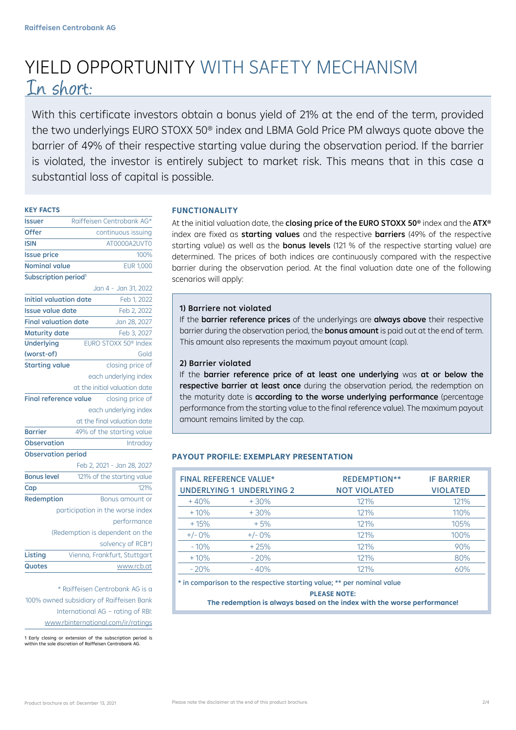# YIELD OPPORTUNITY WITH SAFETY MECHANISM

## In short:

With this certificate investors obtain a bonus yield of 21% at the end of the term, provided the two underlyings EURO STOXX 50® index and LBMA Gold Price PM always quote above the barrier of 49% of their respective starting value during the observation period. If the barrier is violated, the investor is entirely subject to market risk. This means that in this case a substantial loss of capital is possible.

### KEY FACTS

| | |
|---|---|
| **Issuer** | Raiffeisen Centrobank AG* |
| **Offer** | continuous issuing |
| **ISIN** | AT0000A2UVT0 |
| **Issue price** | 100% |
| **Nominal value** | EUR 1,000 |
| **Subscription period**[1] | Jan 4 - Jan 31, 2022 |
| **Initial valuation date** | Feb 1, 2022 |
| **Issue value date** | Feb 2, 2022 |
| **Final valuation date** | Jan 28, 2027 |
| **Maturity date** | Feb 3, 2027 |
| **Underlying (worst-of)** | EURO STOXX 50® Index Gold |
| **Starting value** | closing price of each underlying index at the initial valuation date |
| **Final reference value** | closing price of each underlying index at the final valuation date |
| **Barrier** | 49% of the starting value |
| **Observation** | Intraday |
| **Observation period** | Feb 2, 2021 - Jan 28, 2027 |
| **Bonus level** | 121% of the starting value |
| **Cap** | 121% |
| **Redemption** | Bonus amount or participation in the worse index performance (Redemption is dependent on the solvency of RCB*) |
| **Listing** | Vienna, Frankfurt, Stuttgart |
| **Quotes** | www.rcb.at |

\* Raiffeisen Centrobank AG is a 100% owned subsidiary of Raiffeisen Bank International AG – rating of RBI: www.rbinternational.com/ir/ratings

1 Early closing or extension of the subscription period is within the sole discretion of Raiffeisen Centrobank AG.

### FUNCTIONALITY

At the initial valuation date, the **closing price of the EURO STOXX 50®** index and the **ATX®** index are fixed as **starting values** and the respective **barriers** (49% of the respective starting value) as well as the **bonus levels** (121 % of the respective starting value) are determined. The prices of both indices are continuously compared with the respective barrier during the observation period. At the final valuation date one of the following scenarios will apply:

**1) Barriere not violated**

If the **barrier reference prices** of the underlyings are **always above** their respective barrier during the observation period, the **bonus amount** is paid out at the end of term. This amount also represents the maximum payout amount (cap).

**2) Barrier violated**

If the **barrier reference price of at least one underlying** was **at or below the respective barrier at least once** during the observation period, the redemption on the maturity date is **according to the worse underlying performance** (percentage performance from the starting value to the final reference value). The maximum payout amount remains limited by the cap.

### PAYOUT PROFILE: EXEMPLARY PRESENTATION

| FINAL REFERENCE VALUE* UNDERLYING 1 | UNDERLYING 2 | REDEMPTION** NOT VIOLATED | IF BARRIER VIOLATED |
|---|---|---|---|
| + 40% | + 30% | 121% | 121% |
| + 10% | + 30% | 121% | 110% |
| + 15% | + 5% | 121% | 105% |
| +/- 0% | +/- 0% | 121% | 100% |
| - 10% | + 25% | 121% | 90% |
| + 10% | - 20% | 121% | 80% |
| - 20% | - 40% | 121% | 60% |

\* in comparison to the respective starting value; ** per nominal value

**PLEASE NOTE:**
**The redemption is always based on the index with the worse performance!**

Product brochure as of: December 13, 2021

Please note the disclaimer at the end of this product brochure.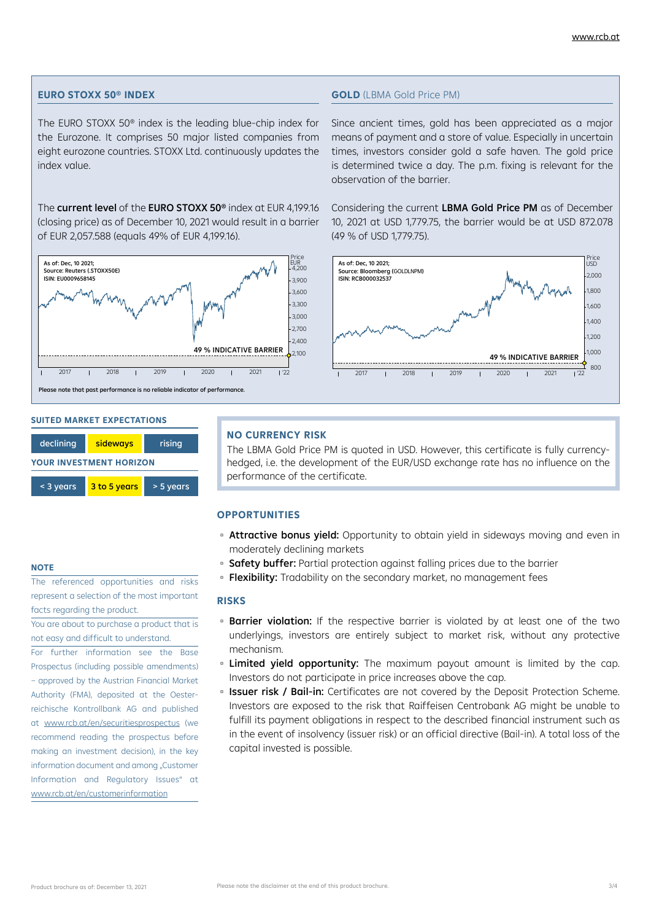## EURO STOXX 50® INDEX

The EURO STOXX 50® index is the leading blue-chip index for the Eurozone. It comprises 50 major listed companies from eight eurozone countries. STOXX Ltd. continuously updates the index value.

The **current level** of the **EURO STOXX 50®** index at EUR 4,199.16 (closing price) as of December 10, 2021 would result in a barrier of EUR 2,057.588 (equals 49% of EUR 4,199.16).

As of: Dec, 10 2021;
Source: Reuters (.STOXX50E)
ISIN: EU0009658145

49 % INDICATIVE BARRIER

## GOLD (LBMA Gold Price PM)

Since ancient times, gold has been appreciated as a major means of payment and a store of value. Especially in uncertain times, investors consider gold a safe haven. The gold price is determined twice a day. The p.m. fixing is relevant for the observation of the barrier.

Considering the current **LBMA Gold Price PM** as of December 10, 2021 at USD 1,779.75, the barrier would be at USD 872.078 (49 % of USD 1,779.75).

As of: Dec, 10 2021;
Source: Bloomberg (GOLDLNPM)
ISIN: RCB000032537

49 % INDICATIVE BARRIER

Please note that past performance is no reliable indicator of performance.

### SUITED MARKET EXPECTATIONS

| declining | **sideways** | rising |
|---|---|---|

### YOUR INVESTMENT HORIZON

| < 3 years | **3 to 5 years** | > 5 years |
|---|---|---|

### NO CURRENCY RISK

The LBMA Gold Price PM is quoted in USD. However, this certificate is fully currency-hedged, i.e. the development of the EUR/USD exchange rate has no influence on the performance of the certificate.

### OPPORTUNITIES

- **Attractive bonus yield:** Opportunity to obtain yield in sideways moving and even in moderately declining markets
- **Safety buffer:** Partial protection against falling prices due to the barrier
- **Flexibility:** Tradability on the secondary market, no management fees

### RISKS

- **Barrier violation:** If the respective barrier is violated by at least one of the two underlyings, investors are entirely subject to market risk, without any protective mechanism.
- **Limited yield opportunity:** The maximum payout amount is limited by the cap. Investors do not participate in price increases above the cap.
- **Issuer risk / Bail-in:** Certificates are not covered by the Deposit Protection Scheme. Investors are exposed to the risk that Raiffeisen Centrobank AG might be unable to fulfill its payment obligations in respect to the described financial instrument such as in the event of insolvency (issuer risk) or an official directive (Bail-in). A total loss of the capital invested is possible.

### NOTE

The referenced opportunities and risks represent a selection of the most important facts regarding the product.

You are about to purchase a product that is not easy and difficult to understand.

For further information see the Base Prospectus (including possible amendments) – approved by the Austrian Financial Market Authority (FMA), deposited at the Oesterreichische Kontrollbank AG and published at www.rcb.at/en/securitiesprospectus (we recommend reading the prospectus before making an investment decision), in the key information document and among „Customer Information and Regulatory Issues" at www.rcb.at/en/customerinformation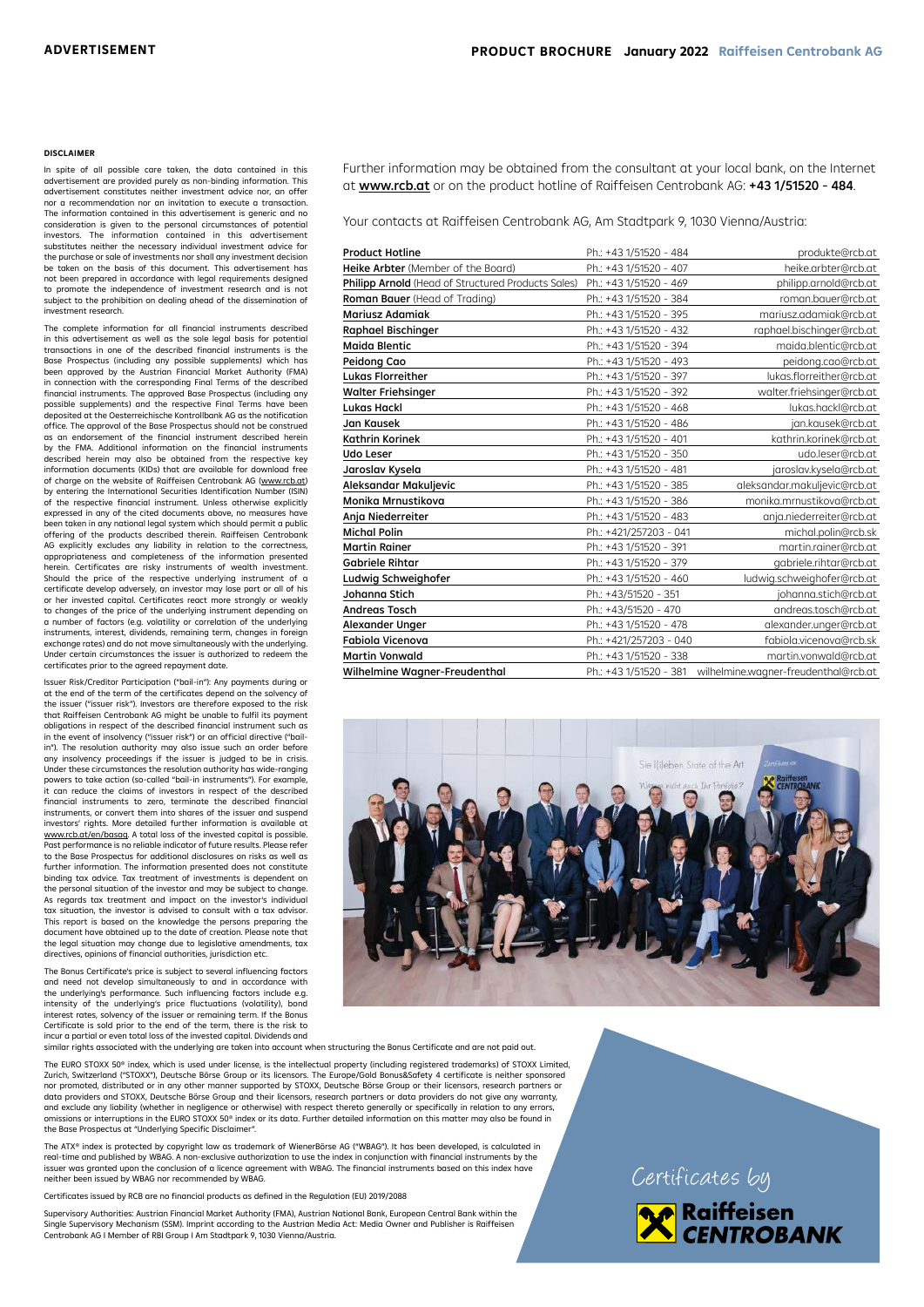## DISCLAIMER

In spite of all possible care taken, the data contained in this advertisement are provided purely as non-binding information. This advertisement constitutes neither investment advice nor, an offer nor a recommendation nor an invitation to execute a transaction. The information contained in this advertisement is generic and no consideration is given to the personal circumstances of potential investors. The information contained in this advertisement substitutes neither the necessary individual investment advice for the purchase or sale of investments nor shall any investment decision be taken on the basis of this document. This advertisement has not been prepared in accordance with legal requirements designed to promote the independence of investment research and is not subject to the prohibition on dealing ahead of the dissemination of investment research.

The complete information for all financial instruments described in this advertisement as well as the sole legal basis for potential transactions in one of the described financial instruments is the Base Prospectus (including any possible supplements) which has been approved by the Austrian Financial Market Authority (FMA) in connection with the corresponding Final Terms of the described financial instruments. The approved Base Prospectus (including any possible supplements) and the respective Final Terms have been deposited at the Oesterreichische Kontrollbank AG as the notification office. The approval of the Base Prospectus should not be construed as an endorsement of the financial instrument described herein by the FMA. Additional information on the financial instruments described herein may also be obtained from the respective key information documents (KIDs) that are available for download free of charge on the website of Raiffeisen Centrobank AG (www.rcb.at) by entering the International Securities Identification Number (ISIN) of the respective financial instrument. Unless otherwise explicitly expressed in any of the cited documents above, no measures have been taken in any national legal system which should permit a public offering of the products described therein. Raiffeisen Centrobank AG explicitly excludes any liability in relation to the correctness, appropriateness and completeness of the information presented herein. Certificates are risky instruments of wealth investment. Should the price of the respective underlying instrument of a certificate develop adversely, an investor may lose part or all of his or her invested capital. Certificates react more strongly or weakly to changes of the price of the underlying instrument depending on a number of factors (e.g. volatility or correlation of the underlying instruments, interest, dividends, remaining term, changes in foreign exchange rates) and do not move simultaneously with the underlying. Under certain circumstances the issuer is authorized to redeem the certificates prior to the agreed repayment date.

Issuer Risk/Creditor Participation ("bail-in"): Any payments during or at the end of the term of the certificates depend on the solvency of the issuer ("issuer risk"). Investors are therefore exposed to the risk that Raiffeisen Centrobank AG might be unable to fulfil its payment obligations in respect of the described financial instrument such as in the event of insolvency ("issuer risk") or an official directive ("bail-in"). The resolution authority may also issue such an order before any insolvency proceedings if the issuer is judged to be in crisis. Under these circumstances the resolution authority has wide-ranging powers to take action (so-called "bail-in instruments"). For example, it can reduce the claims of investors in respect of the described financial instruments to zero, terminate the described financial instruments, or convert them into shares of the issuer and suspend investors' rights. More detailed further information is available at www.rcb.at/en/basag. A total loss of the invested capital is possible. Past performance is no reliable indicator of future results. Please refer to the Base Prospectus for additional disclosures on risks as well as further information. The information presented does not constitute binding tax advice. Tax treatment of investments is dependent on the personal situation of the investor and may be subject to change. As regards tax treatment and impact on the investor's individual tax situation, the investor is advised to consult with a tax advisor. This report is based on the knowledge the persons preparing the document have obtained up to the date of creation. Please note that the legal situation may change due to legislative amendments, tax directives, opinions of financial authorities, jurisdiction etc.

The Bonus Certificate's price is subject to several influencing factors and need not develop simultaneously to and in accordance with the underlying's performance. Such influencing factors include e.g. intensity of the underlying's price fluctuations (volatility), bond interest rates, solvency of the issuer or remaining term. If the Bonus Certificate is sold prior to the end of the term, there is the risk to incur a partial or even total loss of the invested capital. Dividends and similar rights associated with the underlying are taken into account when structuring the Bonus Certificate and are not paid out.

The EURO STOXX 50® index, which is used under license, is the intellectual property (including registered trademarks) of STOXX Limited, Zurich, Switzerland ("STOXX"), Deutsche Börse Group or its licensors. The Europe/Gold Bonus&Safety 4 certificate is neither sponsored nor promoted, distributed or in any other manner supported by STOXX, Deutsche Börse Group or their licensors, research partners or data providers and STOXX, Deutsche Börse Group and their licensors, research partners or data providers do not give any warranty, and exclude any liability (whether in negligence or otherwise) with respect thereto generally or specifically in relation to any errors, omissions or interruptions in the EURO STOXX 50® index or its data. Further detailed information on this matter may also be found in the Base Prospectus at "Underlying Specific Disclaimer".

The ATX® index is protected by copyright law as trademark of WienerBörse AG ("WBAG"). It has been developed, is calculated in real-time and published by WBAG. A non-exclusive authorization to use the index in conjunction with financial instruments by the issuer was granted upon the conclusion of a licence agreement with WBAG. The financial instruments based on this index have neither been issued by WBAG nor recommended by WBAG.

Certificates issued by RCB are no financial products as defined in the Regulation (EU) 2019/2088

Supervisory Authorities: Austrian Financial Market Authority (FMA), Austrian National Bank, European Central Bank within the Single Supervisory Mechanism (SSM). Imprint according to the Austrian Media Act: Media Owner and Publisher is Raiffeisen Centrobank AG I Member of RBI Group I Am Stadtpark 9, 1030 Vienna/Austria.

Further information may be obtained from the consultant at your local bank, on the Internet at **www.rcb.at** or on the product hotline of Raiffeisen Centrobank AG: **+43 1/51520 - 484**.

Your contacts at Raiffeisen Centrobank AG, Am Stadtpark 9, 1030 Vienna/Austria:

| | | |
|---|---|---|
| **Product Hotline** | Ph.: +43 1/51520 - 484 | produkte@rcb.at |
| **Heike Arbter** (Member of the Board) | Ph.: +43 1/51520 - 407 | heike.arbter@rcb.at |
| **Philipp Arnold** (Head of Structured Products Sales) | Ph.: +43 1/51520 - 469 | philipp.arnold@rcb.at |
| **Roman Bauer** (Head of Trading) | Ph.: +43 1/51520 - 384 | roman.bauer@rcb.at |
| **Mariusz Adamiak** | Ph.: +43 1/51520 - 395 | mariusz.adamiak@rcb.at |
| **Raphael Bischinger** | Ph.: +43 1/51520 - 432 | raphael.bischinger@rcb.at |
| **Maida Blentic** | Ph.: +43 1/51520 - 394 | maida.blentic@rcb.at |
| **Peidong Cao** | Ph.: +43 1/51520 - 493 | peidong.cao@rcb.at |
| **Lukas Florreither** | Ph.: +43 1/51520 - 397 | lukas.florreither@rcb.at |
| **Walter Friehsinger** | Ph.: +43 1/51520 - 392 | walter.friehsinger@rcb.at |
| **Lukas Hackl** | Ph.: +43 1/51520 - 468 | lukas.hackl@rcb.at |
| **Jan Kausek** | Ph.: +43 1/51520 - 486 | jan.kausek@rcb.at |
| **Kathrin Korinek** | Ph.: +43 1/51520 - 401 | kathrin.korinek@rcb.at |
| **Udo Leser** | Ph.: +43 1/51520 - 350 | udo.leser@rcb.at |
| **Jaroslav Kysela** | Ph.: +43 1/51520 - 481 | jaroslav.kysela@rcb.at |
| **Aleksandar Makuljevic** | Ph.: +43 1/51520 - 385 | aleksandar.makuljevic@rcb.at |
| **Monika Mrnustikova** | Ph.: +43 1/51520 - 386 | monika.mrnustikova@rcb.at |
| **Anja Niederreiter** | Ph.: +43 1/51520 - 483 | anja.niederreiter@rcb.at |
| **Michal Polin** | Ph.: +421/257203 - 041 | michal.polin@rcb.sk |
| **Martin Rainer** | Ph.: +43 1/51520 - 391 | martin.rainer@rcb.at |
| **Gabriele Rihtar** | Ph.: +43 1/51520 - 379 | gabriele.rihtar@rcb.at |
| **Ludwig Schweighofer** | Ph.: +43 1/51520 - 460 | ludwig.schweighofer@rcb.at |
| **Johanna Stich** | Ph.: +43/51520 - 351 | johanna.stich@rcb.at |
| **Andreas Tosch** | Ph.: +43/51520 - 470 | andreas.tosch@rcb.at |
| **Alexander Unger** | Ph.: +43 1/51520 - 478 | alexander.unger@rcb.at |
| **Fabiola Vicenova** | Ph.: +421/257203 - 040 | fabiola.vicenova@rcb.sk |
| **Martin Vonwald** | Ph.: +43 1/51520 - 338 | martin.vonwald@rcb.at |
| **Wilhelmine Wagner-Freudenthal** | Ph.: +43 1/51520 - 381 | wilhelmine.wagner-freudenthal@rcb.at |

Certificates by Raiffeisen CENTROBANK